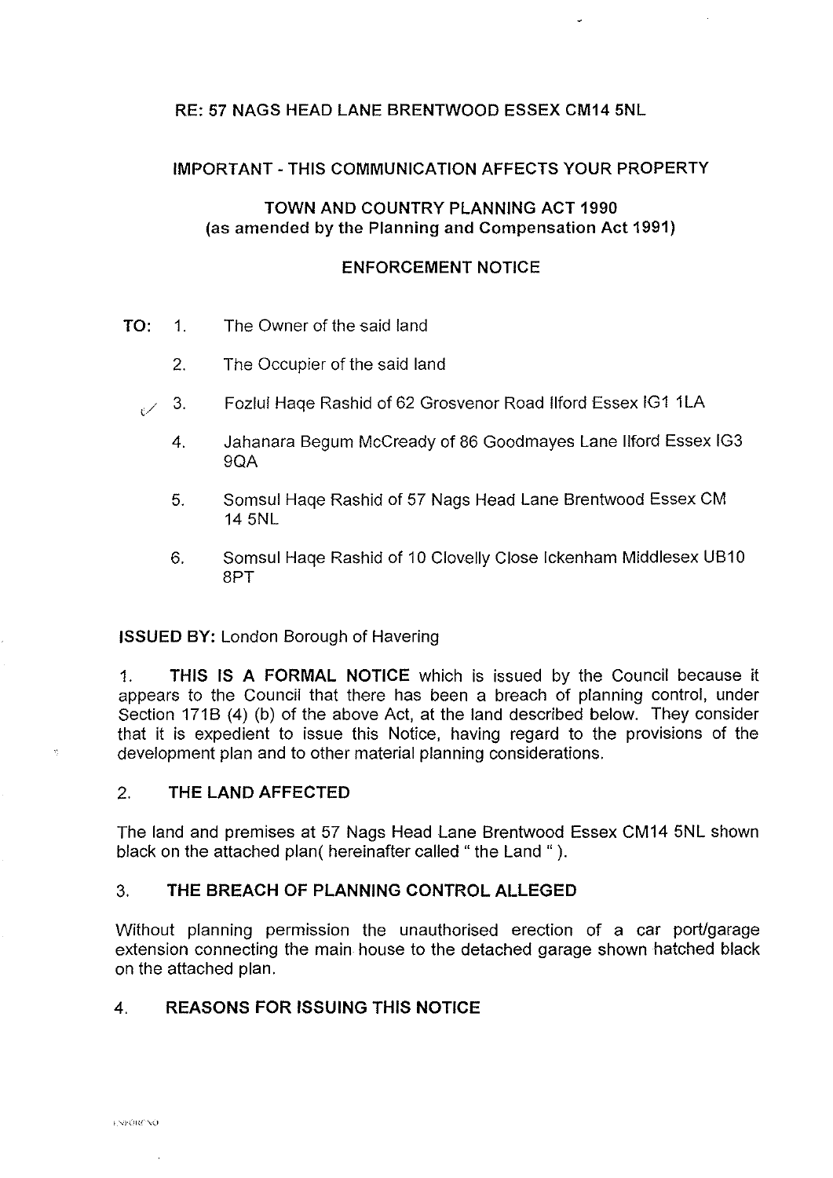RE: 57 NAGS HEAD LANE BRENTWOOD ESSEX CM14 5NL

IMPORTANT - THIS COMMUNICATION AFFECTS YOUR PROPERTY

**TOWN AND COUNTRY PLANNING ACT 1990**
**(as amended by the Planning and Compensation Act 1991)**

## ENFORCEMENT NOTICE

**TO:**

1. The Owner of the said land
2. The Occupier of the said land
3. Fozlul Haqe Rashid of 62 Grosvenor Road Ilford Essex IG1 1LA
4. Jahanara Begum McCready of 86 Goodmayes Lane Ilford Essex IG3 9QA
5. Somsul Haqe Rashid of 57 Nags Head Lane Brentwood Essex CM 14 5NL
6. Somsul Haqe Rashid of 10 Clovelly Close Ickenham Middlesex UB10 8PT

**ISSUED BY:** London Borough of Havering

1. **THIS IS A FORMAL NOTICE** which is issued by the Council because it appears to the Council that there has been a breach of planning control, under Section 171B (4) (b) of the above Act, at the land described below. They consider that it is expedient to issue this Notice, having regard to the provisions of the development plan and to other material planning considerations.

2. **THE LAND AFFECTED**

The land and premises at 57 Nags Head Lane Brentwood Essex CM14 5NL shown black on the attached plan( hereinafter called " the Land " ).

3. **THE BREACH OF PLANNING CONTROL ALLEGED**

Without planning permission the unauthorised erection of a car port/garage extension connecting the main house to the detached garage shown hatched black on the attached plan.

4. **REASONS FOR ISSUING THIS NOTICE**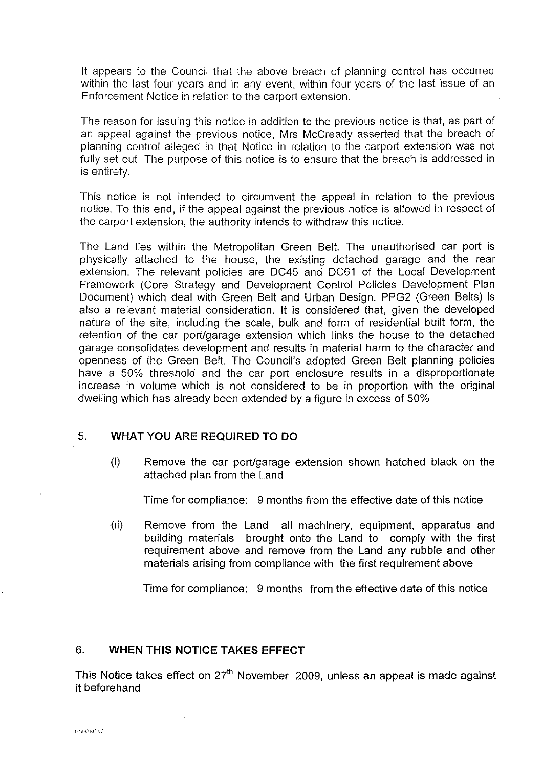It appears to the Council that the above breach of planning control has occurred within the last four years and in any event, within four years of the last issue of an Enforcement Notice in relation to the carport extension.

The reason for issuing this notice in addition to the previous notice is that, as part of an appeal against the previous notice, Mrs McCready asserted that the breach of planning control alleged in that Notice in relation to the carport extension was not fully set out. The purpose of this notice is to ensure that the breach is addressed in is entirety.

This notice is not intended to circumvent the appeal in relation to the previous notice. To this end, if the appeal against the previous notice is allowed in respect of the carport extension, the authority intends to withdraw this notice.

The Land lies within the Metropolitan Green Belt. The unauthorised car port is physically attached to the house, the existing detached garage and the rear extension. The relevant policies are DC45 and DC61 of the Local Development Framework (Core Strategy and Development Control Policies Development Plan Document) which deal with Green Belt and Urban Design. PPG2 (Green Belts) is also a relevant material consideration. It is considered that, given the developed nature of the site, including the scale, bulk and form of residential built form, the retention of the car port/garage extension which links the house to the detached garage consolidates development and results in material harm to the character and openness of the Green Belt. The Council's adopted Green Belt planning policies have a 50% threshold and the car port enclosure results in a disproportionate increase in volume which is not considered to be in proportion with the original dwelling which has already been extended by a figure in excess of 50%

## 5. WHAT YOU ARE REQUIRED TO DO

(i) Remove the car port/garage extension shown hatched black on the attached plan from the Land

Time for compliance: 9 months from the effective date of this notice

(ii) Remove from the Land all machinery, equipment, apparatus and building materials brought onto the Land to comply with the first requirement above and remove from the Land any rubble and other materials arising from compliance with the first requirement above

Time for compliance: 9 months from the effective date of this notice

## 6. WHEN THIS NOTICE TAKES EFFECT

This Notice takes effect on 27th November 2009, unless an appeal is made against it beforehand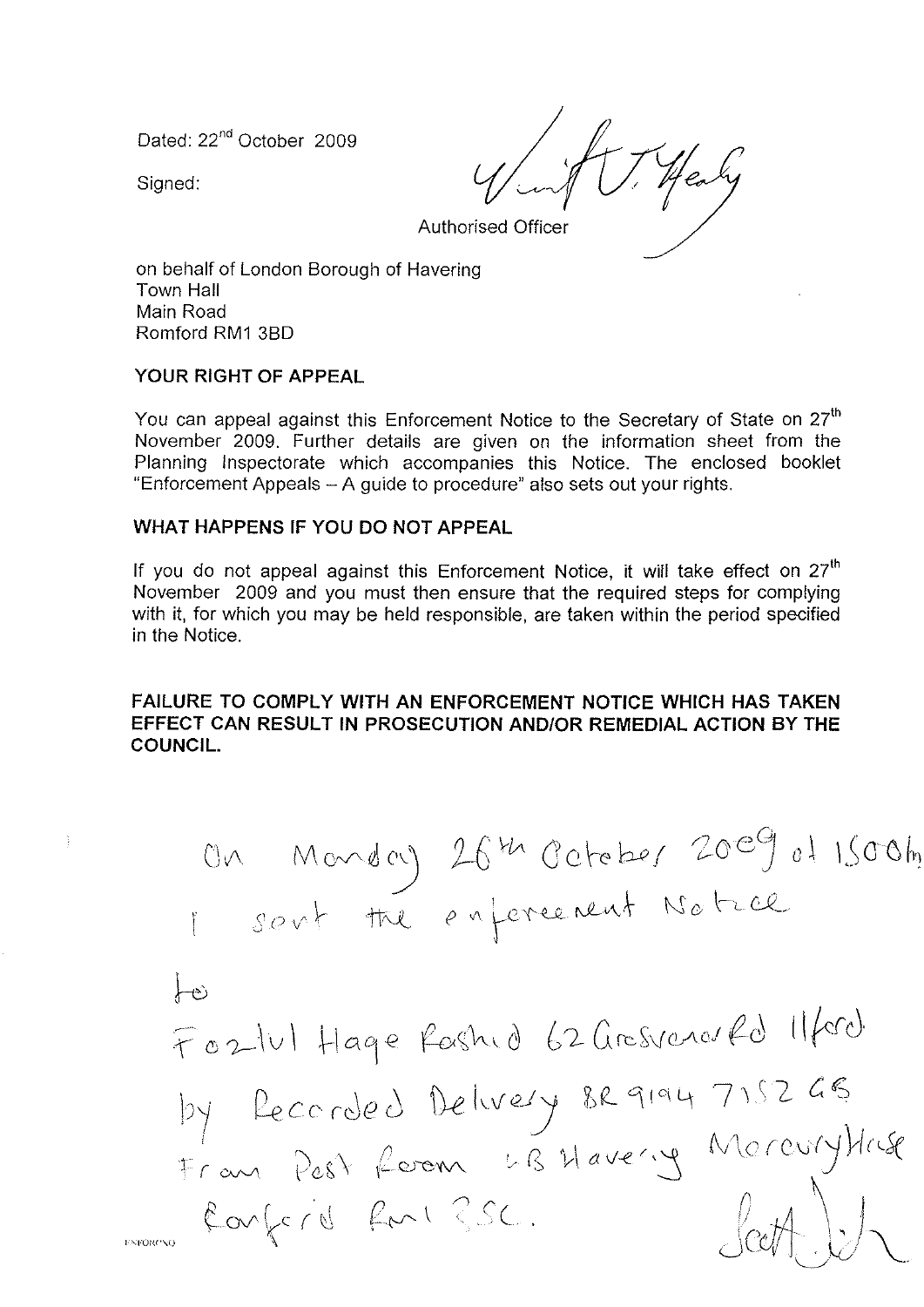Dated: 22[nd] October 2009

Signed:

Authorised Officer

on behalf of London Borough of Havering
Town Hall
Main Road
Romford RM1 3BD

**YOUR RIGHT OF APPEAL**

You can appeal against this Enforcement Notice to the Secretary of State on 27[th] November 2009. Further details are given on the information sheet from the Planning Inspectorate which accompanies this Notice. The enclosed booklet "Enforcement Appeals – A guide to procedure" also sets out your rights.

**WHAT HAPPENS IF YOU DO NOT APPEAL**

If you do not appeal against this Enforcement Notice, it will take effect on 27[th] November 2009 and you must then ensure that the required steps for complying with it, for which you may be held responsible, are taken within the period specified in the Notice.

**FAILURE TO COMPLY WITH AN ENFORCEMENT NOTICE WHICH HAS TAKEN EFFECT CAN RESULT IN PROSECUTION AND/OR REMEDIAL ACTION BY THE COUNCIL.**

On Monday 26th October 2009 at 1500hrs I sent the enforcement Notice to Fazlul Haqe Rashid 62 Grosvenor Rd Ilford by Recorded Delivery BR 9194 7152 GB from Post Room LB Havering Mercury House Romford RM1 3SL.

ENFORCNO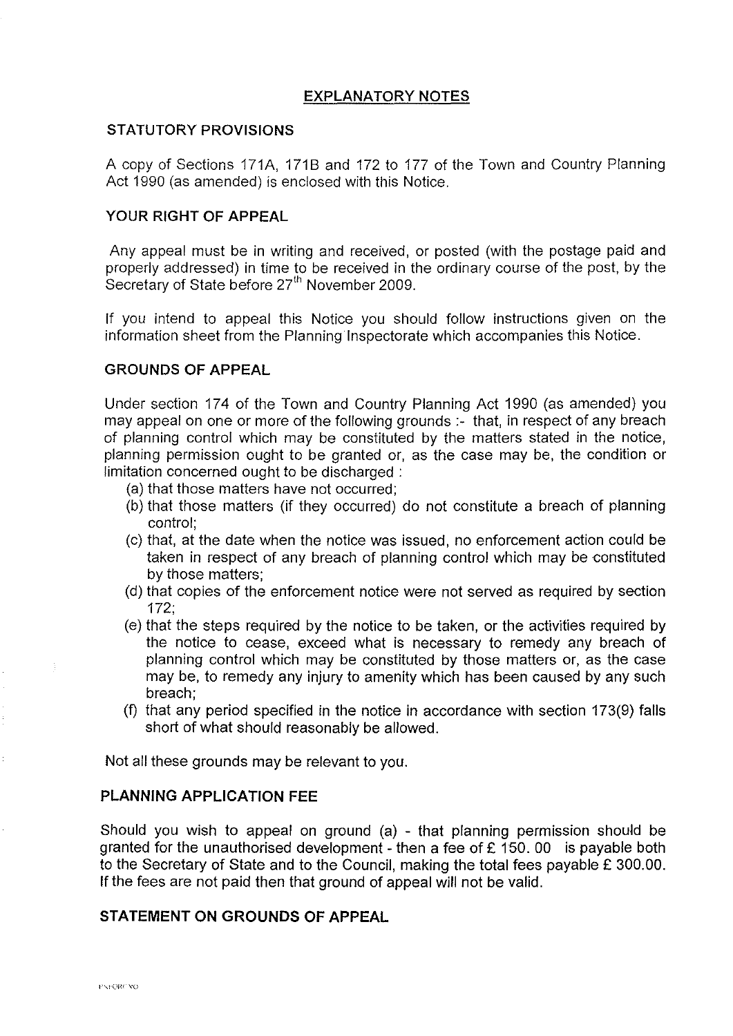# EXPLANATORY NOTES

## STATUTORY PROVISIONS

A copy of Sections 171A, 171B and 172 to 177 of the Town and Country Planning Act 1990 (as amended) is enclosed with this Notice.

## YOUR RIGHT OF APPEAL

Any appeal must be in writing and received, or posted (with the postage paid and properly addressed) in time to be received in the ordinary course of the post, by the Secretary of State before 27th November 2009.

If you intend to appeal this Notice you should follow instructions given on the information sheet from the Planning Inspectorate which accompanies this Notice.

## GROUNDS OF APPEAL

Under section 174 of the Town and Country Planning Act 1990 (as amended) you may appeal on one or more of the following grounds :- that, in respect of any breach of planning control which may be constituted by the matters stated in the notice, planning permission ought to be granted or, as the case may be, the condition or limitation concerned ought to be discharged :

(a) that those matters have not occurred;
(b) that those matters (if they occurred) do not constitute a breach of planning control;
(c) that, at the date when the notice was issued, no enforcement action could be taken in respect of any breach of planning control which may be constituted by those matters;
(d) that copies of the enforcement notice were not served as required by section 172;
(e) that the steps required by the notice to be taken, or the activities required by the notice to cease, exceed what is necessary to remedy any breach of planning control which may be constituted by those matters or, as the case may be, to remedy any injury to amenity which has been caused by any such breach;
(f) that any period specified in the notice in accordance with section 173(9) falls short of what should reasonably be allowed.

Not all these grounds may be relevant to you.

## PLANNING APPLICATION FEE

Should you wish to appeal on ground (a) - that planning permission should be granted for the unauthorised development - then a fee of £ 150. 00 is payable both to the Secretary of State and to the Council, making the total fees payable £ 300.00. If the fees are not paid then that ground of appeal will not be valid.

## STATEMENT ON GROUNDS OF APPEAL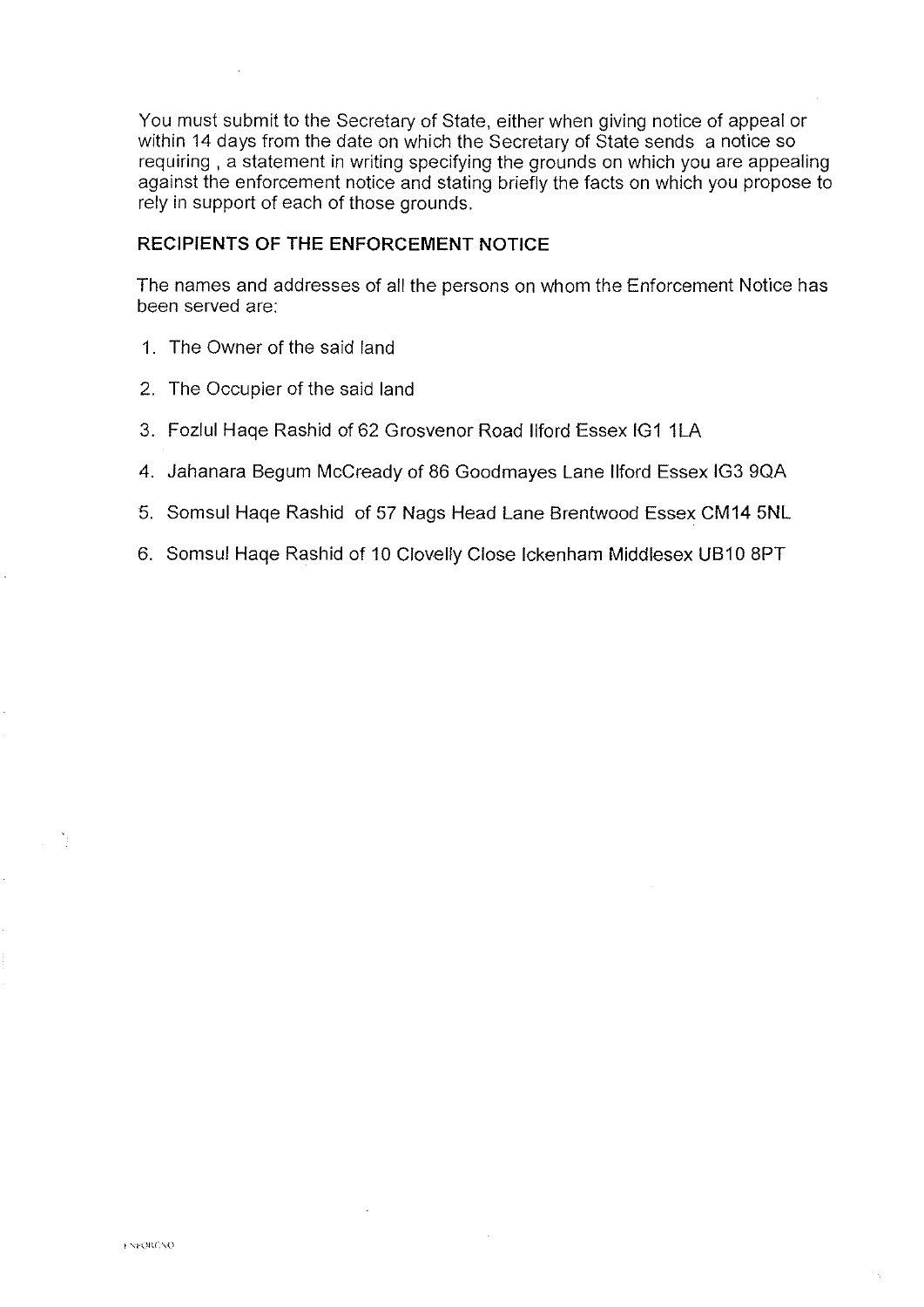You must submit to the Secretary of State, either when giving notice of appeal or within 14 days from the date on which the Secretary of State sends a notice so requiring , a statement in writing specifying the grounds on which you are appealing against the enforcement notice and stating briefly the facts on which you propose to rely in support of each of those grounds.

**RECIPIENTS OF THE ENFORCEMENT NOTICE**

The names and addresses of all the persons on whom the Enforcement Notice has been served are:

1. The Owner of the said land
2. The Occupier of the said land
3. Fozlul Haqe Rashid of 62 Grosvenor Road Ilford Essex IG1 1LA
4. Jahanara Begum McCready of 86 Goodmayes Lane Ilford Essex IG3 9QA
5. Somsul Haqe Rashid of 57 Nags Head Lane Brentwood Essex CM14 5NL
6. Somsul Haqe Rashid of 10 Clovelly Close Ickenham Middlesex UB10 8PT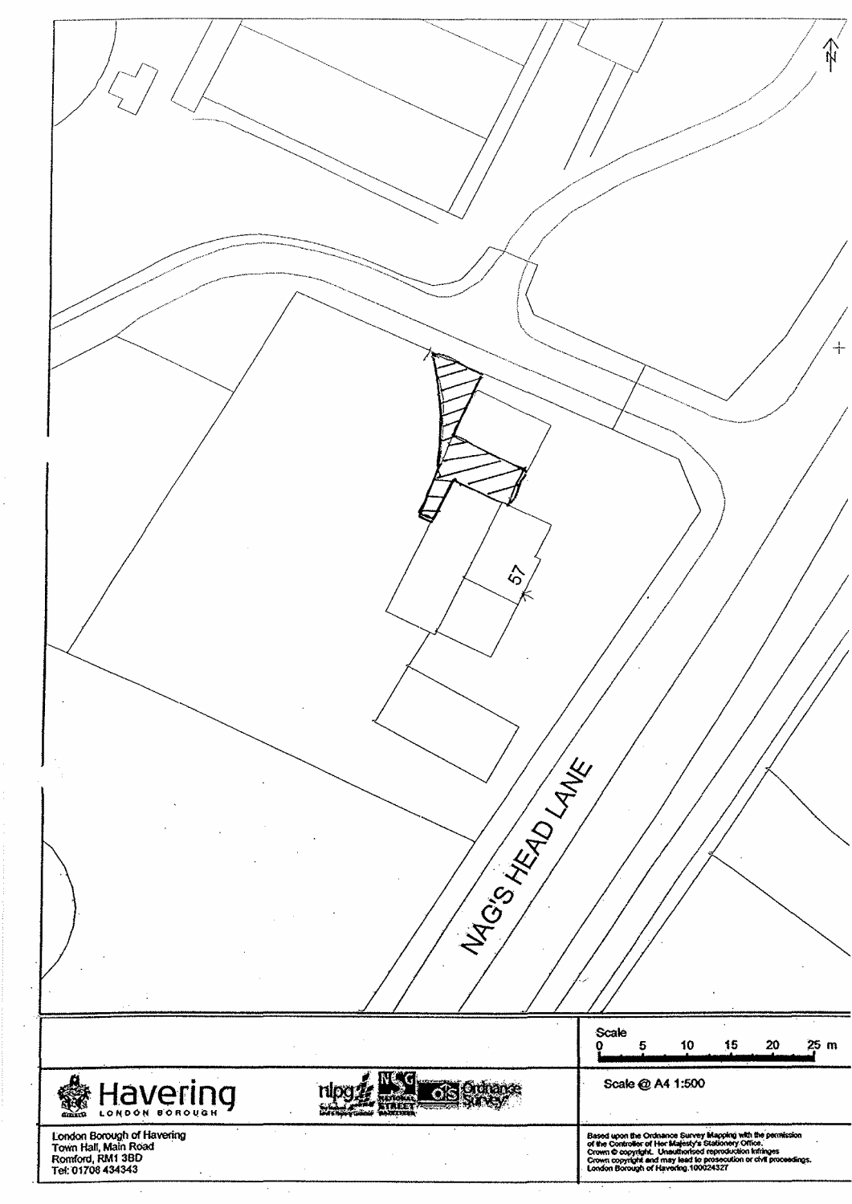57

NAG'S HEAD LANE

Scale

0 5 10 15 20 25 m

Scale @ A4 1:500

Havering

LONDON BOROUGH

London Borough of Havering
Town Hall, Main Road
Romford, RM1 3BD
Tel: 01708 434343

Based upon the Ordnance Survey Mapping with the permission of the Controller of Her Majesty's Stationery Office.
Crown © copyright. Unauthorised reproduction infringes Crown copyright and may lead to prosecution or civil proceedings.
London Borough of Havering.100024327